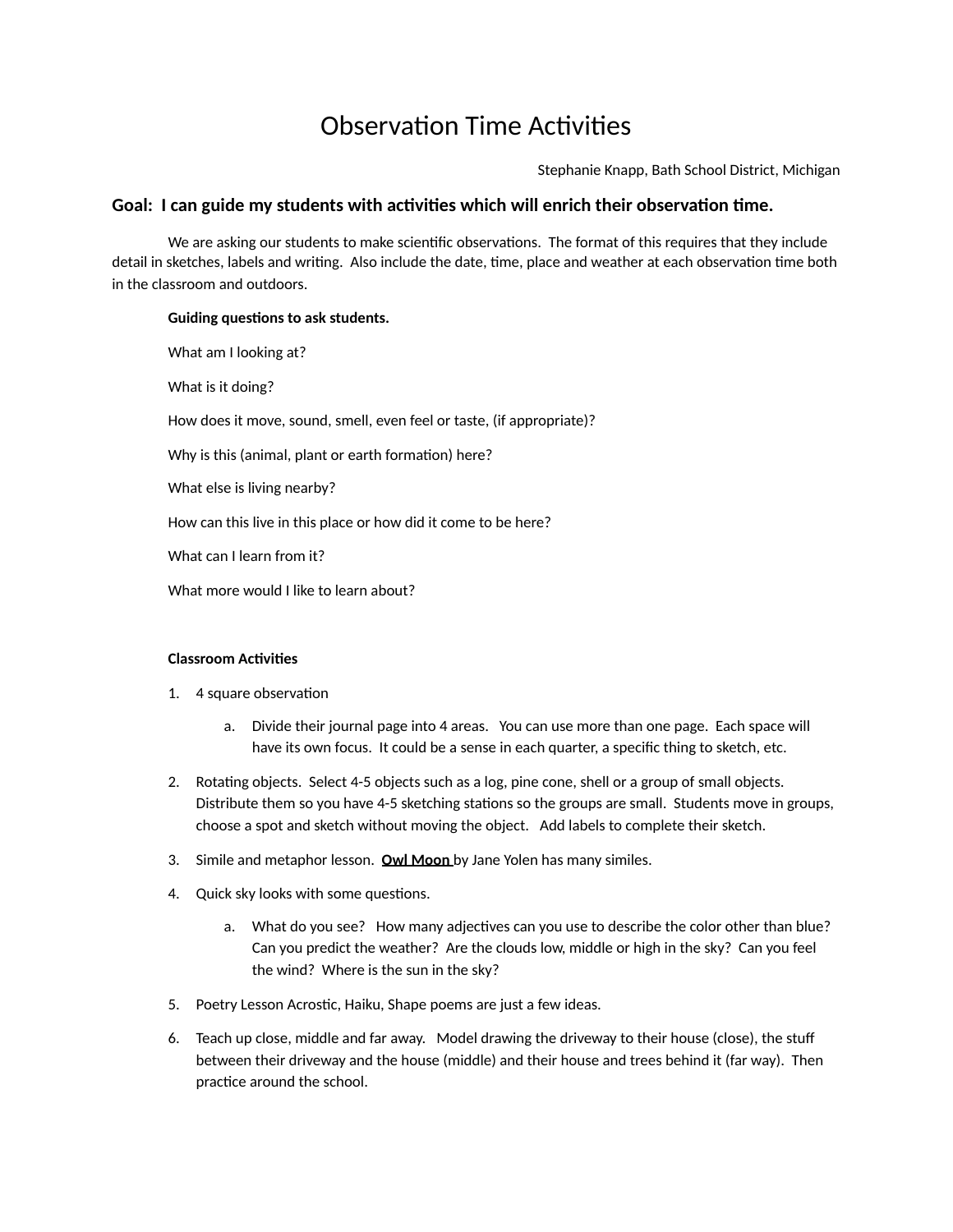# Observation Time Activities

Stephanie Knapp, Bath School District, Michigan

## Goal: I can guide my students with activities which will enrich their observation time.

We are asking our students to make scientific observations. The format of this requires that they include detail in sketches, labels and writing. Also include the date, time, place and weather at each observation time both in the classroom and outdoors.

**Guiding questions to ask students.**

What am I looking at?

What is it doing?

How does it move, sound, smell, even feel or taste, (if appropriate)?

Why is this (animal, plant or earth formation) here?

What else is living nearby?

How can this live in this place or how did it come to be here?

What can I learn from it?

What more would I like to learn about?

**Classroom Activities**

1. 4 square observation
   a. Divide their journal page into 4 areas. You can use more than one page. Each space will have its own focus. It could be a sense in each quarter, a specific thing to sketch, etc.
2. Rotating objects. Select 4-5 objects such as a log, pine cone, shell or a group of small objects. Distribute them so you have 4-5 sketching stations so the groups are small. Students move in groups, choose a spot and sketch without moving the object. Add labels to complete their sketch.
3. Simile and metaphor lesson. **Owl Moon** by Jane Yolen has many similes.
4. Quick sky looks with some questions.
   a. What do you see? How many adjectives can you use to describe the color other than blue? Can you predict the weather? Are the clouds low, middle or high in the sky? Can you feel the wind? Where is the sun in the sky?
5. Poetry Lesson Acrostic, Haiku, Shape poems are just a few ideas.
6. Teach up close, middle and far away. Model drawing the driveway to their house (close), the stuff between their driveway and the house (middle) and their house and trees behind it (far way). Then practice around the school.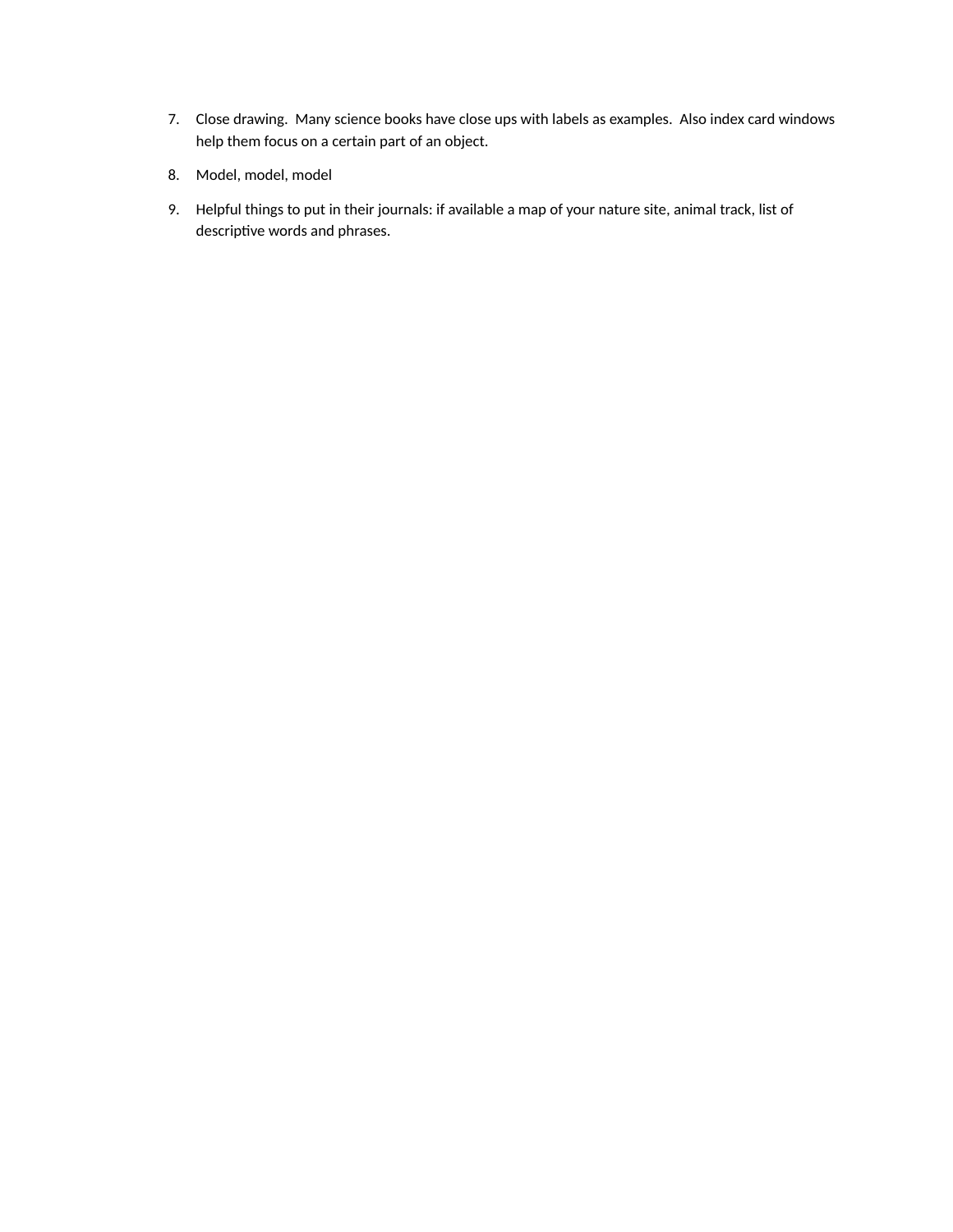7. Close drawing.  Many science books have close ups with labels as examples.  Also index card windows help them focus on a certain part of an object.
8. Model, model, model
9. Helpful things to put in their journals: if available a map of your nature site, animal track, list of descriptive words and phrases.